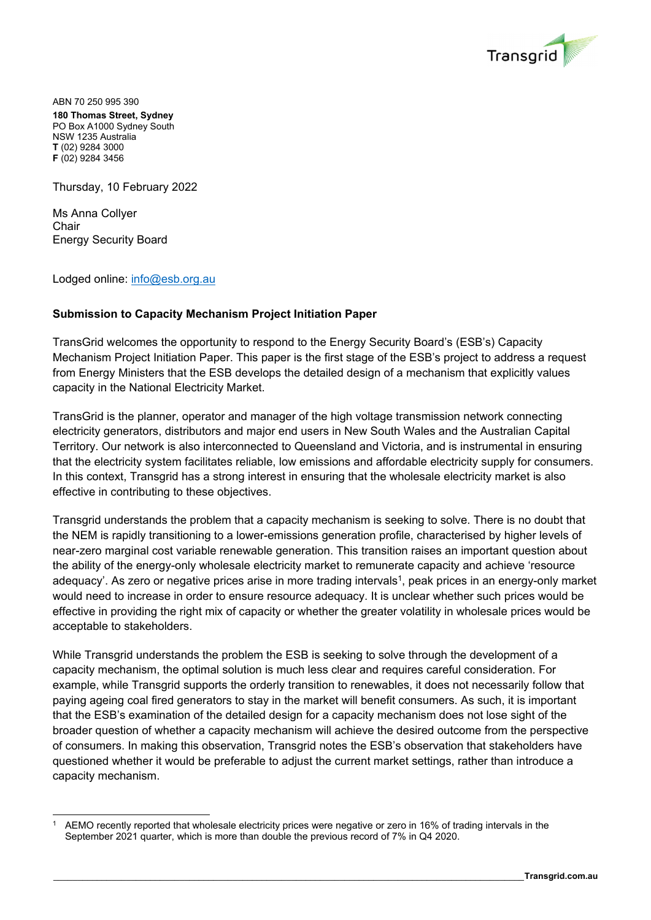ABN 70 250 995 390
**180 Thomas Street, Sydney**
PO Box A1000 Sydney South
NSW 1235 Australia
**T** (02) 9284 3000
**F** (02) 9284 3456

Thursday, 10 February 2022

Ms Anna Collyer
Chair
Energy Security Board

Lodged online: info@esb.org.au

**Submission to Capacity Mechanism Project Initiation Paper**

TransGrid welcomes the opportunity to respond to the Energy Security Board's (ESB's) Capacity Mechanism Project Initiation Paper. This paper is the first stage of the ESB's project to address a request from Energy Ministers that the ESB develops the detailed design of a mechanism that explicitly values capacity in the National Electricity Market.

TransGrid is the planner, operator and manager of the high voltage transmission network connecting electricity generators, distributors and major end users in New South Wales and the Australian Capital Territory. Our network is also interconnected to Queensland and Victoria, and is instrumental in ensuring that the electricity system facilitates reliable, low emissions and affordable electricity supply for consumers. In this context, Transgrid has a strong interest in ensuring that the wholesale electricity market is also effective in contributing to these objectives.

Transgrid understands the problem that a capacity mechanism is seeking to solve. There is no doubt that the NEM is rapidly transitioning to a lower-emissions generation profile, characterised by higher levels of near-zero marginal cost variable renewable generation. This transition raises an important question about the ability of the energy-only wholesale electricity market to remunerate capacity and achieve 'resource adequacy'. As zero or negative prices arise in more trading intervals[1], peak prices in an energy-only market would need to increase in order to ensure resource adequacy. It is unclear whether such prices would be effective in providing the right mix of capacity or whether the greater volatility in wholesale prices would be acceptable to stakeholders.

While Transgrid understands the problem the ESB is seeking to solve through the development of a capacity mechanism, the optimal solution is much less clear and requires careful consideration. For example, while Transgrid supports the orderly transition to renewables, it does not necessarily follow that paying ageing coal fired generators to stay in the market will benefit consumers. As such, it is important that the ESB's examination of the detailed design for a capacity mechanism does not lose sight of the broader question of whether a capacity mechanism will achieve the desired outcome from the perspective of consumers. In making this observation, Transgrid notes the ESB's observation that stakeholders have questioned whether it would be preferable to adjust the current market settings, rather than introduce a capacity mechanism.

[1] AEMO recently reported that wholesale electricity prices were negative or zero in 16% of trading intervals in the September 2021 quarter, which is more than double the previous record of 7% in Q4 2020.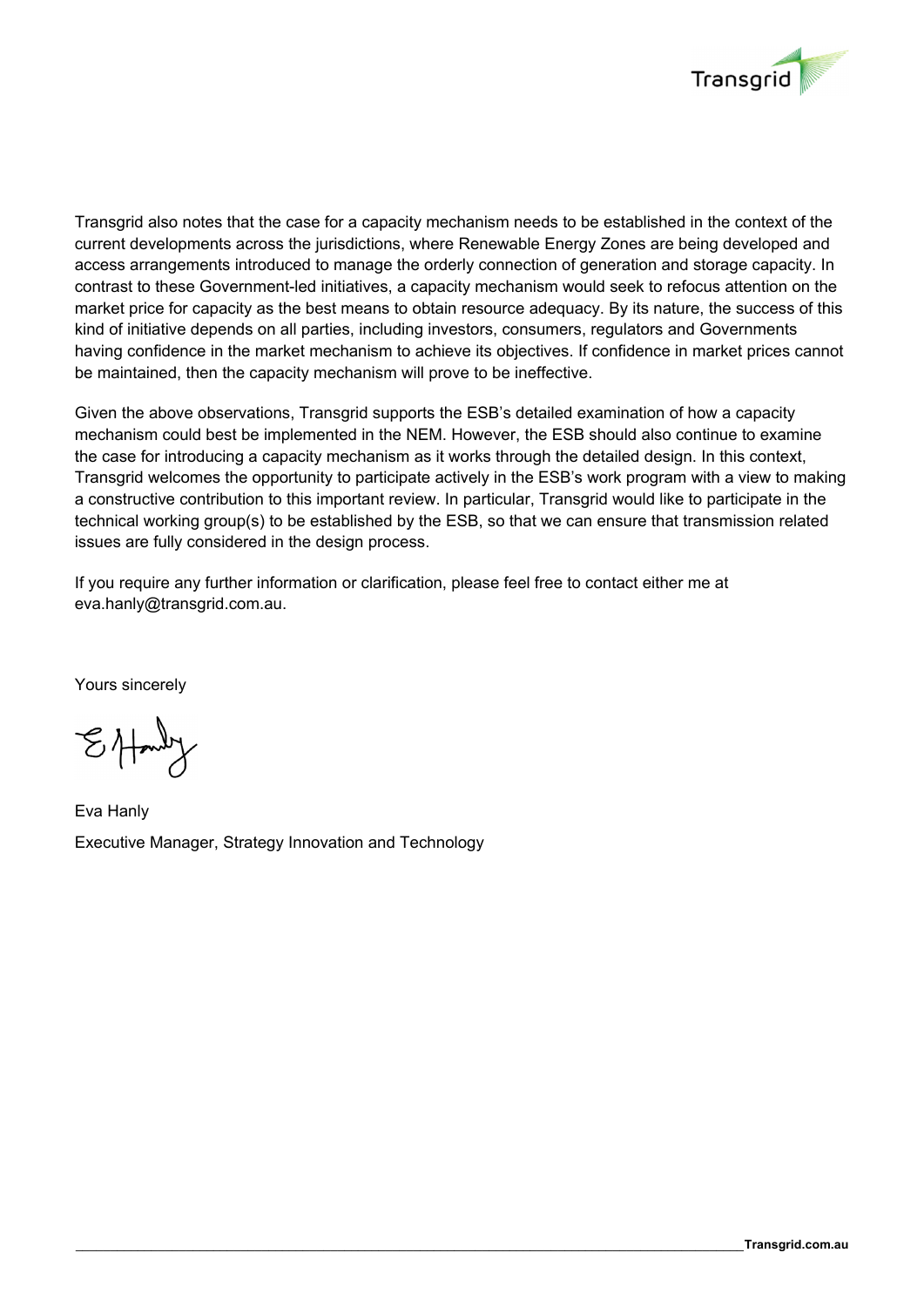Transgrid also notes that the case for a capacity mechanism needs to be established in the context of the current developments across the jurisdictions, where Renewable Energy Zones are being developed and access arrangements introduced to manage the orderly connection of generation and storage capacity. In contrast to these Government-led initiatives, a capacity mechanism would seek to refocus attention on the market price for capacity as the best means to obtain resource adequacy. By its nature, the success of this kind of initiative depends on all parties, including investors, consumers, regulators and Governments having confidence in the market mechanism to achieve its objectives. If confidence in market prices cannot be maintained, then the capacity mechanism will prove to be ineffective.

Given the above observations, Transgrid supports the ESB's detailed examination of how a capacity mechanism could best be implemented in the NEM. However, the ESB should also continue to examine the case for introducing a capacity mechanism as it works through the detailed design. In this context, Transgrid welcomes the opportunity to participate actively in the ESB's work program with a view to making a constructive contribution to this important review. In particular, Transgrid would like to participate in the technical working group(s) to be established by the ESB, so that we can ensure that transmission related issues are fully considered in the design process.

If you require any further information or clarification, please feel free to contact either me at eva.hanly@transgrid.com.au.

Yours sincerely

Eva Hanly
Executive Manager, Strategy Innovation and Technology